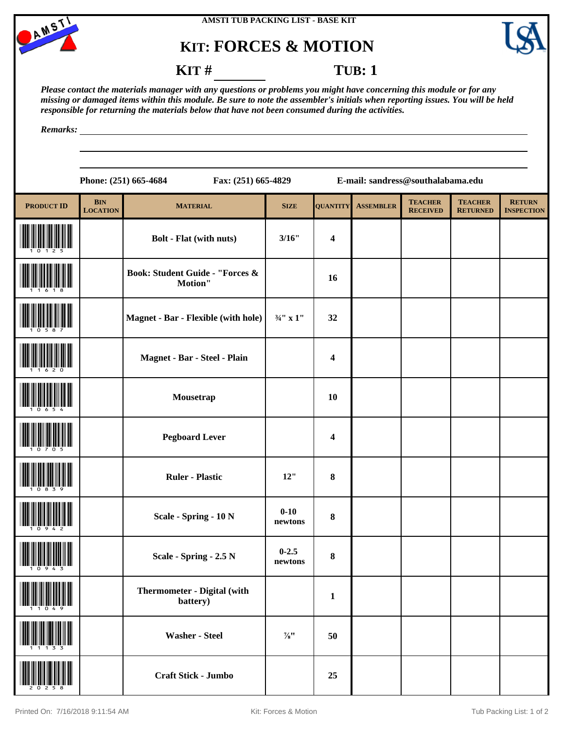AMSTI TUB PACKING LIST - BASE KIT

# KIT: FORCES & MOTION

## KIT # ________ TUB: 1

*Please contact the materials manager with any questions or problems you might have concerning this module or for any missing or damaged items within this module. Be sure to note the assembler's initials when reporting issues. You will be held responsible for returning the materials below that have not been consumed during the activities.*

*Remarks:* ______________________________________________

Phone: (251) 665-4684 Fax: (251) 665-4829 E-mail: sandress@southalabama.edu

| PRODUCT ID | BIN LOCATION | MATERIAL | SIZE | QUANTITY | ASSEMBLER | TEACHER RECEIVED | TEACHER RETURNED | RETURN INSPECTION |
|---|---|---|---|---|---|---|---|---|
| 10125 | | Bolt - Flat (with nuts) | 3/16" | 4 | | | | |
| 11618 | | Book: Student Guide - "Forces & Motion" | | 16 | | | | |
| 10587 | | Magnet - Bar - Flexible (with hole) | ¾" x 1" | 32 | | | | |
| 11620 | | Magnet - Bar - Steel - Plain | | 4 | | | | |
| 10654 | | Mousetrap | | 10 | | | | |
| 10705 | | Pegboard Lever | | 4 | | | | |
| 10839 | | Ruler - Plastic | 12" | 8 | | | | |
| 10942 | | Scale - Spring - 10 N | 0-10 newtons | 8 | | | | |
| 10943 | | Scale - Spring - 2.5 N | 0-2.5 newtons | 8 | | | | |
| 11049 | | Thermometer - Digital (with battery) | | 1 | | | | |
| 11133 | | Washer - Steel | ⅞" | 50 | | | | |
| 20258 | | Craft Stick - Jumbo | | 25 | | | | |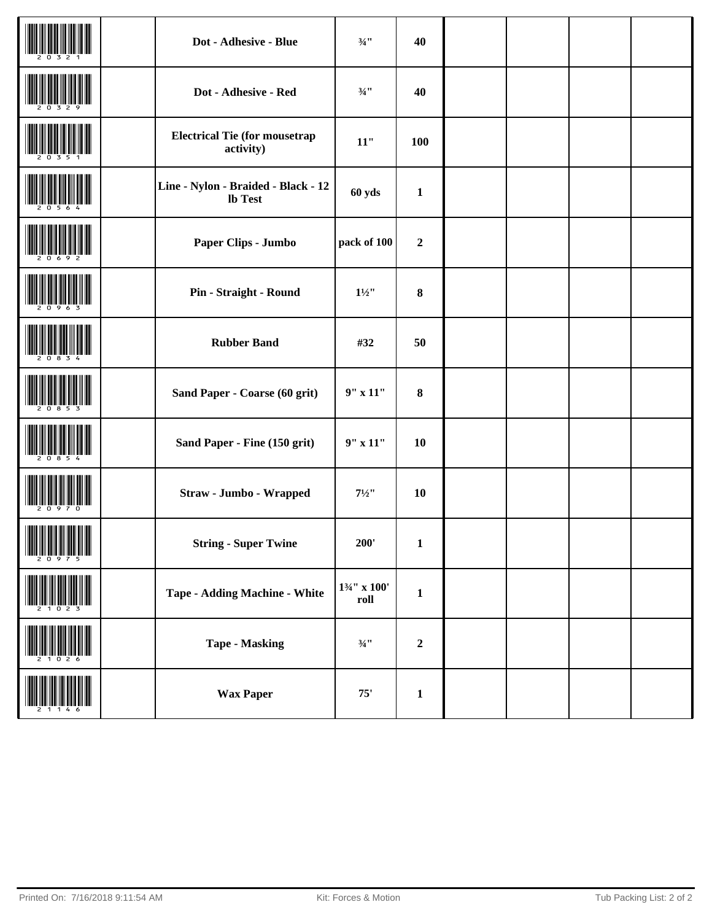| | | | | | | | | |
|---|---|---|---|---|---|---|---|---|
| 20321 | | **Dot - Adhesive - Blue** | **¾"** | **40** | | | | |
| 20329 | | **Dot - Adhesive - Red** | **¾"** | **40** | | | | |
| 20351 | | **Electrical Tie (for mousetrap activity)** | **11"** | **100** | | | | |
| 20564 | | **Line - Nylon - Braided - Black - 12 lb Test** | **60 yds** | **1** | | | | |
| 20692 | | **Paper Clips - Jumbo** | **pack of 100** | **2** | | | | |
| 20963 | | **Pin - Straight - Round** | **1½"** | **8** | | | | |
| 20834 | | **Rubber Band** | **#32** | **50** | | | | |
| 20853 | | **Sand Paper - Coarse (60 grit)** | **9" x 11"** | **8** | | | | |
| 20854 | | **Sand Paper - Fine (150 grit)** | **9" x 11"** | **10** | | | | |
| 20970 | | **Straw - Jumbo - Wrapped** | **7½"** | **10** | | | | |
| 20975 | | **String - Super Twine** | **200'** | **1** | | | | |
| 21023 | | **Tape - Adding Machine - White** | **1¾" x 100' roll** | **1** | | | | |
| 21026 | | **Tape - Masking** | **¾"** | **2** | | | | |
| 21146 | | **Wax Paper** | **75'** | **1** | | | | |

Printed On: 7/16/2018 9:11:54 AM — Kit: Forces & Motion — Tub Packing List: 2 of 2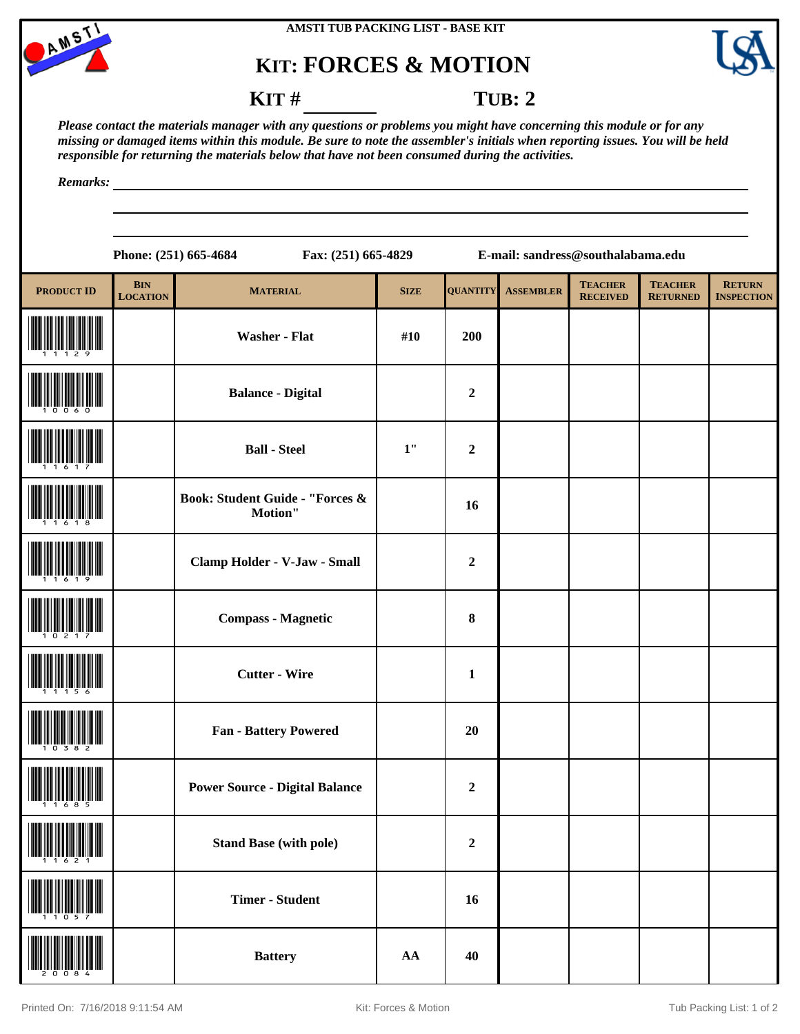AMSTI TUB PACKING LIST - BASE KIT

# KIT: FORCES & MOTION

**KIT #** ________ **TUB: 2**

***Please contact the materials manager with any questions or problems you might have concerning this module or for any missing or damaged items within this module. Be sure to note the assembler's initials when reporting issues. You will be held responsible for returning the materials below that have not been consumed during the activities.***

***Remarks:*** ______________________________________________

**Phone: (251) 665-4684** **Fax: (251) 665-4829** **E-mail: sandress@southalabama.edu**

| PRODUCT ID | BIN LOCATION | MATERIAL | SIZE | QUANTITY | ASSEMBLER | TEACHER RECEIVED | TEACHER RETURNED | RETURN INSPECTION |
|---|---|---|---|---|---|---|---|---|
| 11129 | | Washer - Flat | #10 | 200 | | | | |
| 10060 | | Balance - Digital | | 2 | | | | |
| 11617 | | Ball - Steel | 1" | 2 | | | | |
| 11618 | | Book: Student Guide - "Forces & Motion" | | 16 | | | | |
| 11619 | | Clamp Holder - V-Jaw - Small | | 2 | | | | |
| 10217 | | Compass - Magnetic | | 8 | | | | |
| 11156 | | Cutter - Wire | | 1 | | | | |
| 10382 | | Fan - Battery Powered | | 20 | | | | |
| 11685 | | Power Source - Digital Balance | | 2 | | | | |
| 11621 | | Stand Base (with pole) | | 2 | | | | |
| 11057 | | Timer - Student | | 16 | | | | |
| 20084 | | Battery | AA | 40 | | | | |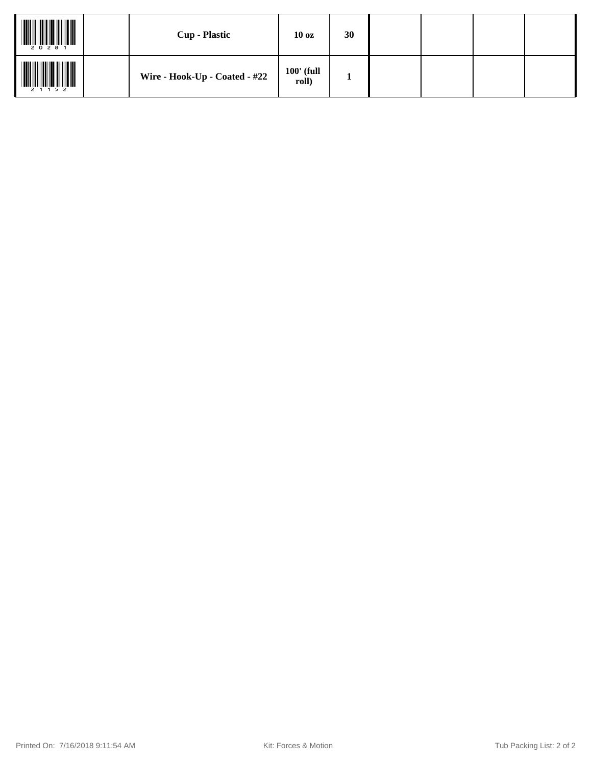| | | | | | | | | |
|---|---|---|---|---|---|---|---|---|
| 20281 | | **Cup - Plastic** | **10 oz** | **30** | | | | |
| 21152 | | **Wire - Hook-Up - Coated - #22** | **100' (full roll)** | **1** | | | | |

Printed On: 7/16/2018 9:11:54 AM

Kit: Forces & Motion

Tub Packing List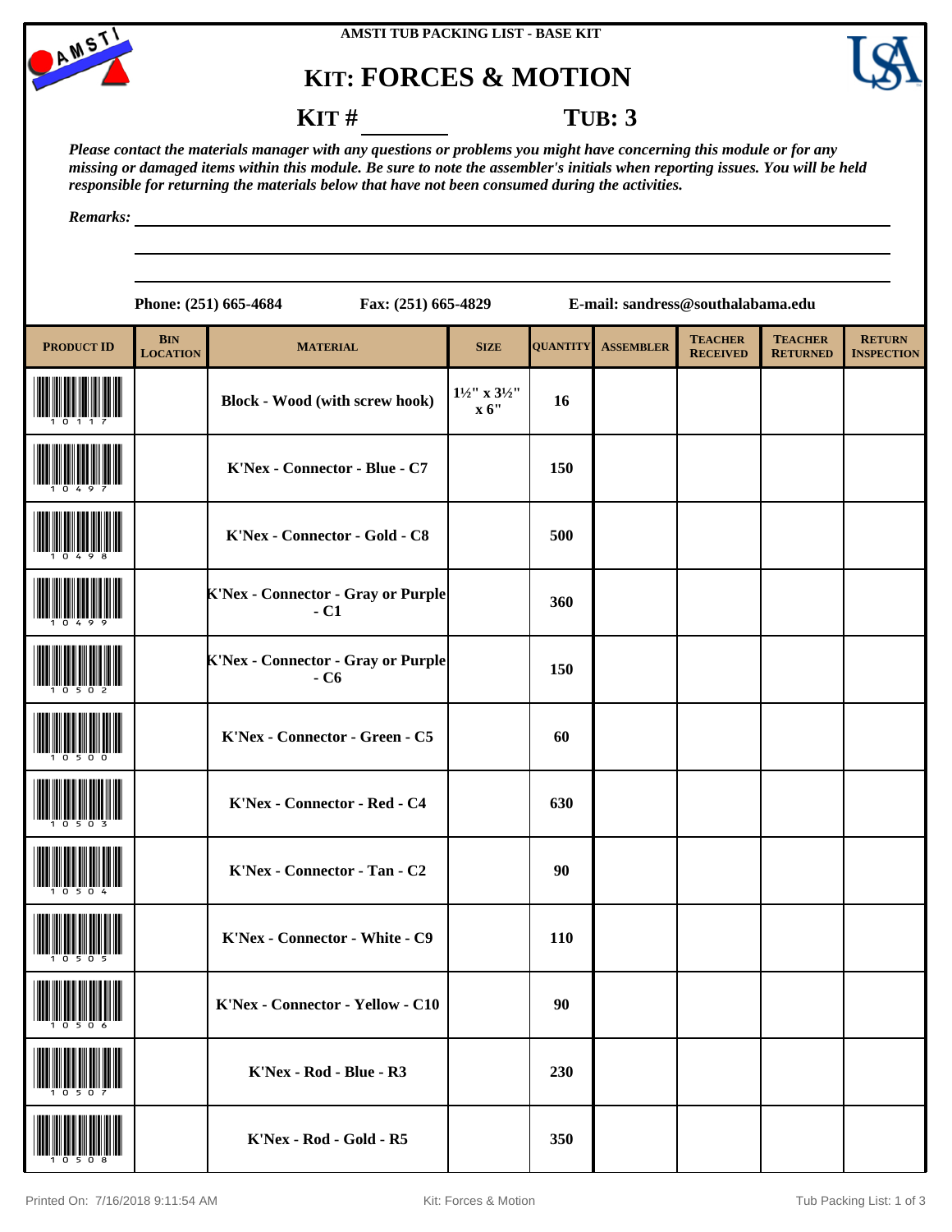AMSTI TUB PACKING LIST - BASE KIT

# KIT: FORCES & MOTION

**KIT # ________ TUB: 3**

*Please contact the materials manager with any questions or problems you might have concerning this module or for any missing or damaged items within this module. Be sure to note the assembler's initials when reporting issues. You will be held responsible for returning the materials below that have not been consumed during the activities.*

*Remarks:* ______________________________

**Phone: (251) 665-4684 Fax: (251) 665-4829 E-mail: sandress@southalabama.edu**

| PRODUCT ID | BIN LOCATION | MATERIAL | SIZE | QUANTITY | ASSEMBLER | TEACHER RECEIVED | TEACHER RETURNED | RETURN INSPECTION |
|---|---|---|---|---|---|---|---|---|
| 10117 | | Block - Wood (with screw hook) | 1½" x 3½" x 6" | 16 | | | | |
| 10497 | | K'Nex - Connector - Blue - C7 | | 150 | | | | |
| 10498 | | K'Nex - Connector - Gold - C8 | | 500 | | | | |
| 10499 | | K'Nex - Connector - Gray or Purple - C1 | | 360 | | | | |
| 10502 | | K'Nex - Connector - Gray or Purple - C6 | | 150 | | | | |
| 10500 | | K'Nex - Connector - Green - C5 | | 60 | | | | |
| 10503 | | K'Nex - Connector - Red - C4 | | 630 | | | | |
| 10504 | | K'Nex - Connector - Tan - C2 | | 90 | | | | |
| 10505 | | K'Nex - Connector - White - C9 | | 110 | | | | |
| 10506 | | K'Nex - Connector - Yellow - C10 | | 90 | | | | |
| 10507 | | K'Nex - Rod - Blue - R3 | | 230 | | | | |
| 10508 | | K'Nex - Rod - Gold - R5 | | 350 | | | | |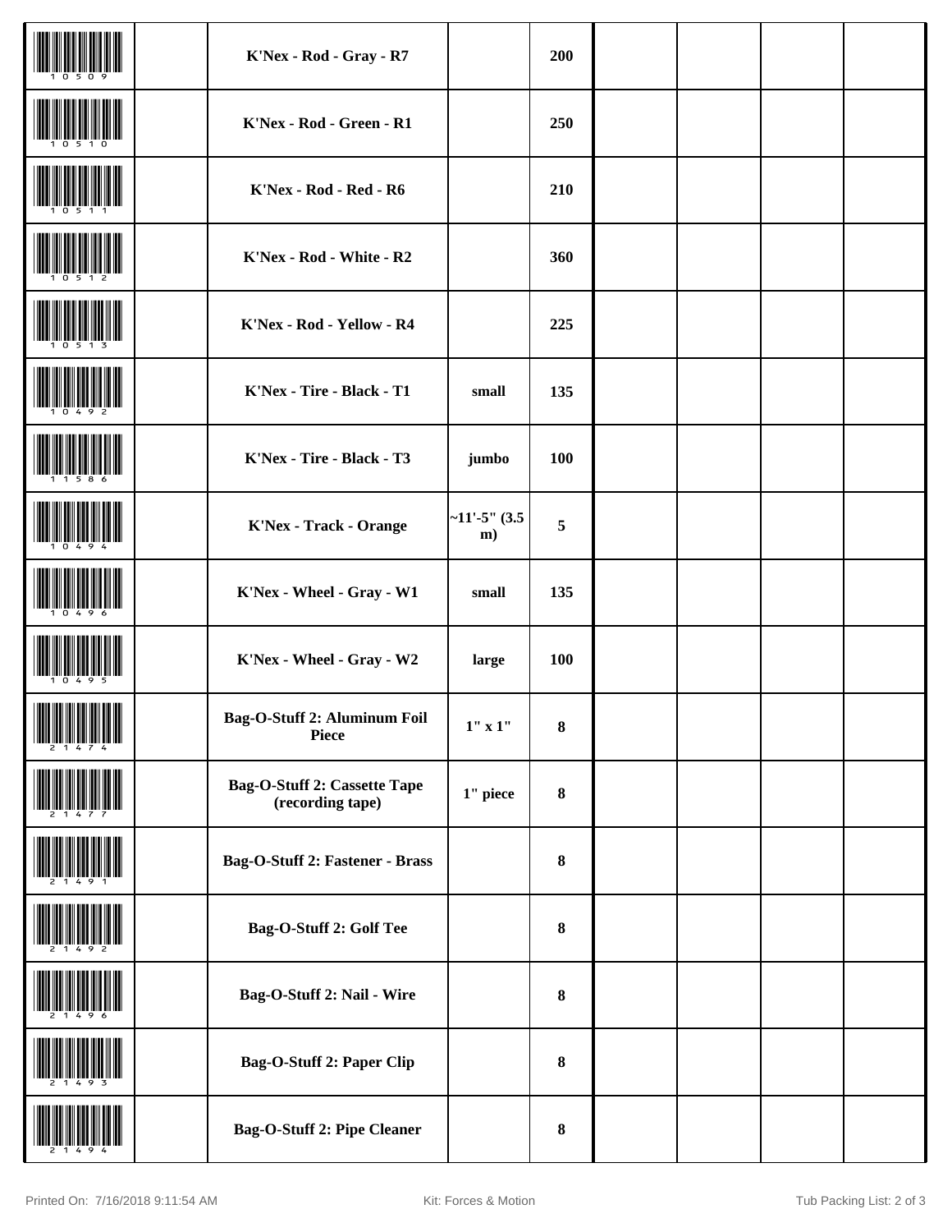| | | | | | | | | |
|---|---|---|---|---|---|---|---|---|
| 10509 | | K'Nex - Rod - Gray - R7 | | 200 | | | | |
| 10510 | | K'Nex - Rod - Green - R1 | | 250 | | | | |
| 10511 | | K'Nex - Rod - Red - R6 | | 210 | | | | |
| 10512 | | K'Nex - Rod - White - R2 | | 360 | | | | |
| 10513 | | K'Nex - Rod - Yellow - R4 | | 225 | | | | |
| 10492 | | K'Nex - Tire - Black - T1 | small | 135 | | | | |
| 11586 | | K'Nex - Tire - Black - T3 | jumbo | 100 | | | | |
| 10494 | | K'Nex - Track - Orange | ~11'-5" (3.5 m) | 5 | | | | |
| 10496 | | K'Nex - Wheel - Gray - W1 | small | 135 | | | | |
| 10495 | | K'Nex - Wheel - Gray - W2 | large | 100 | | | | |
| 21474 | | Bag-O-Stuff 2: Aluminum Foil Piece | 1" x 1" | 8 | | | | |
| 21477 | | Bag-O-Stuff 2: Cassette Tape (recording tape) | 1" piece | 8 | | | | |
| 21491 | | Bag-O-Stuff 2: Fastener - Brass | | 8 | | | | |
| 21492 | | Bag-O-Stuff 2: Golf Tee | | 8 | | | | |
| 21496 | | Bag-O-Stuff 2: Nail - Wire | | 8 | | | | |
| 21493 | | Bag-O-Stuff 2: Paper Clip | | 8 | | | | |
| 21494 | | Bag-O-Stuff 2: Pipe Cleaner | | 8 | | | | |

Printed On: 7/16/2018 9:11:54 AM    Kit: Forces & Motion    Tub Packing List: 2 of 3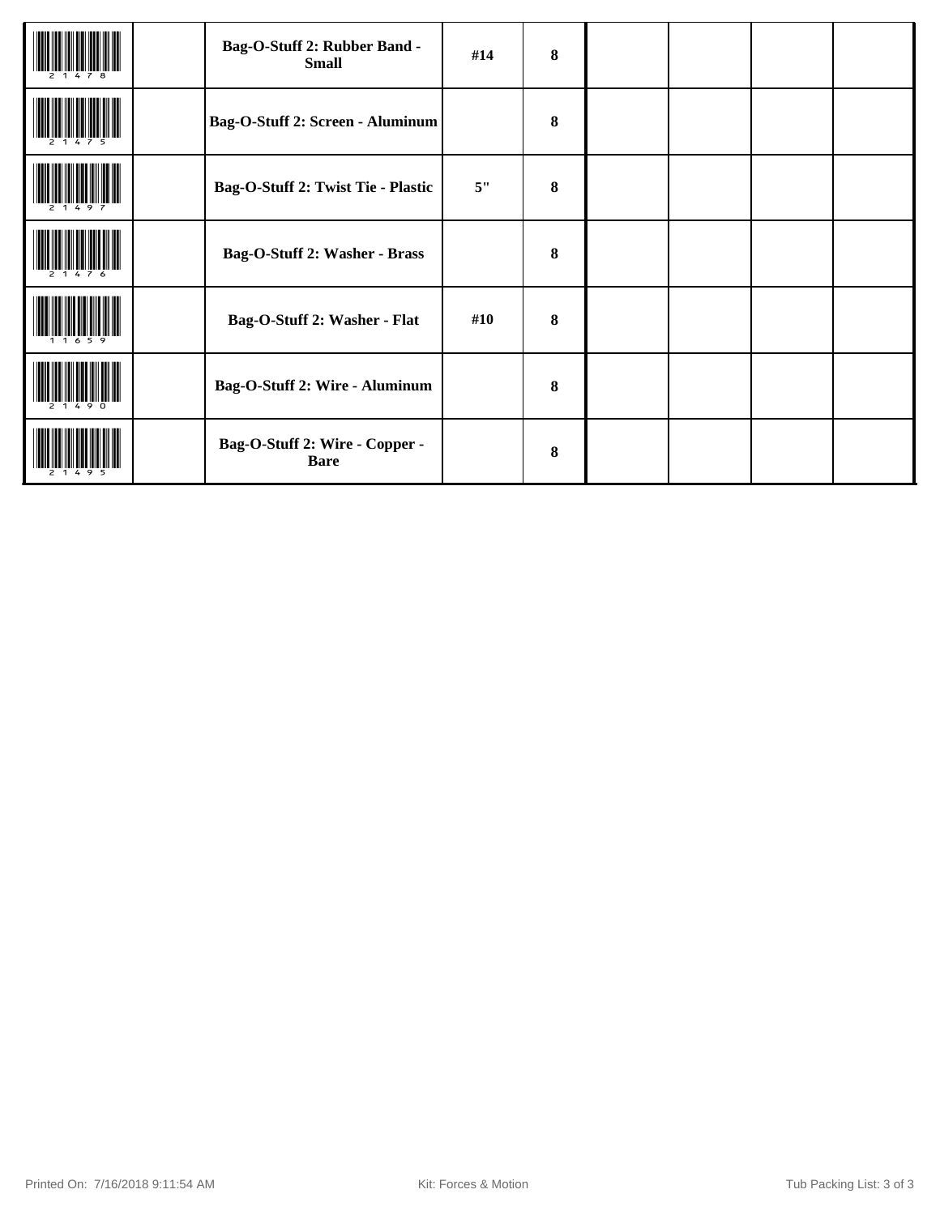| | | | | | | | | |
|---|---|---|---|---|---|---|---|---|
| 21478 | | Bag-O-Stuff 2: Rubber Band - Small | #14 | 8 | | | | |
| 21475 | | Bag-O-Stuff 2: Screen - Aluminum | | 8 | | | | |
| 21497 | | Bag-O-Stuff 2: Twist Tie - Plastic | 5" | 8 | | | | |
| 21476 | | Bag-O-Stuff 2: Washer - Brass | | 8 | | | | |
| 11659 | | Bag-O-Stuff 2: Washer - Flat | #10 | 8 | | | | |
| 21490 | | Bag-O-Stuff 2: Wire - Aluminum | | 8 | | | | |
| 21495 | | Bag-O-Stuff 2: Wire - Copper - Bare | | 8 | | | | |